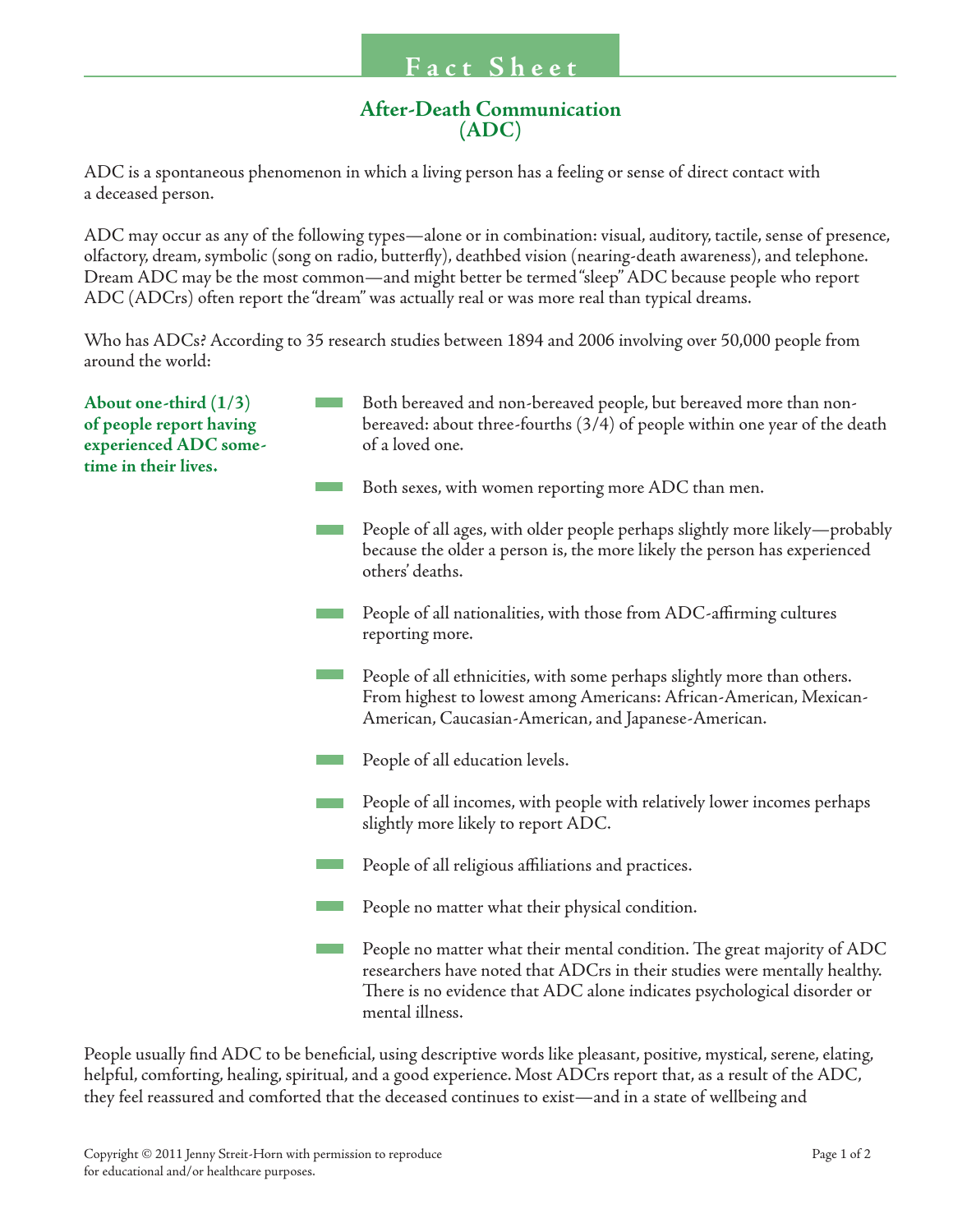Fact Sheet

# After-Death Communication (ADC)

ADC is a spontaneous phenomenon in which a living person has a feeling or sense of direct contact with a deceased person.

ADC may occur as any of the following types—alone or in combination: visual, auditory, tactile, sense of presence, olfactory, dream, symbolic (song on radio, butterfly), deathbed vision (nearing-death awareness), and telephone. Dream ADC may be the most common—and might better be termed "sleep" ADC because people who report ADC (ADCrs) often report the "dream" was actually real or was more real than typical dreams.

Who has ADCs? According to 35 research studies between 1894 and 2006 involving over 50,000 people from around the world:

**About one-third (1/3) of people report having experienced ADC some-time in their lives.**

- Both bereaved and non-bereaved people, but bereaved more than non-bereaved: about three-fourths (3/4) of people within one year of the death of a loved one.
- Both sexes, with women reporting more ADC than men.
- People of all ages, with older people perhaps slightly more likely—probably because the older a person is, the more likely the person has experienced others' deaths.
- People of all nationalities, with those from ADC-affirming cultures reporting more.
- People of all ethnicities, with some perhaps slightly more than others. From highest to lowest among Americans: African-American, Mexican-American, Caucasian-American, and Japanese-American.
- People of all education levels.
- People of all incomes, with people with relatively lower incomes perhaps slightly more likely to report ADC.
- People of all religious affiliations and practices.
- People no matter what their physical condition.
- People no matter what their mental condition. The great majority of ADC researchers have noted that ADCrs in their studies were mentally healthy. There is no evidence that ADC alone indicates psychological disorder or mental illness.

People usually find ADC to be beneficial, using descriptive words like pleasant, positive, mystical, serene, elating, helpful, comforting, healing, spiritual, and a good experience. Most ADCrs report that, as a result of the ADC, they feel reassured and comforted that the deceased continues to exist—and in a state of wellbeing and

Copyright © 2011 Jenny Streit-Horn with permission to reproduce for educational and/or healthcare purposes.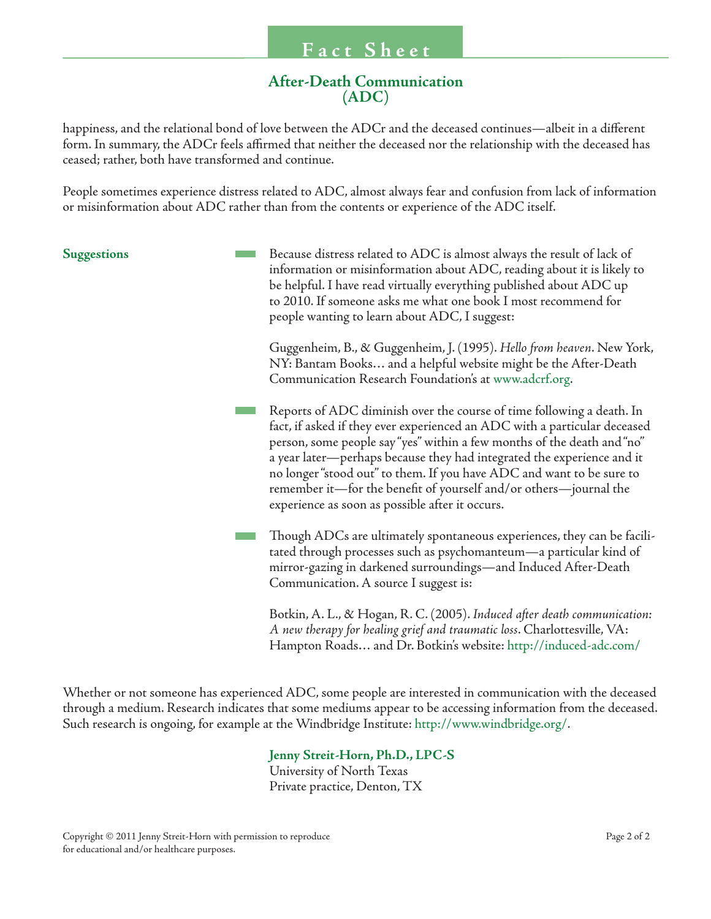happiness, and the relational bond of love between the ADCr and the deceased continues—albeit in a different form. In summary, the ADCr feels affirmed that neither the deceased nor the relationship with the deceased has ceased; rather, both have transformed and continue.

People sometimes experience distress related to ADC, almost always fear and confusion from lack of information or misinformation about ADC rather than from the contents or experience of the ADC itself.

## Suggestions

- Because distress related to ADC is almost always the result of lack of information or misinformation about ADC, reading about it is likely to be helpful. I have read virtually everything published about ADC up to 2010. If someone asks me what one book I most recommend for people wanting to learn about ADC, I suggest:

  Guggenheim, B., & Guggenheim, J. (1995). *Hello from heaven*. New York, NY: Bantam Books… and a helpful website might be the After-Death Communication Research Foundation's at www.adcrf.org.

- Reports of ADC diminish over the course of time following a death. In fact, if asked if they ever experienced an ADC with a particular deceased person, some people say "yes" within a few months of the death and "no" a year later—perhaps because they had integrated the experience and it no longer "stood out" to them. If you have ADC and want to be sure to remember it—for the benefit of yourself and/or others—journal the experience as soon as possible after it occurs.

- Though ADCs are ultimately spontaneous experiences, they can be facilitated through processes such as psychomanteum—a particular kind of mirror-gazing in darkened surroundings—and Induced After-Death Communication. A source I suggest is:

  Botkin, A. L., & Hogan, R. C. (2005). *Induced after death communication: A new therapy for healing grief and traumatic loss*. Charlottesville, VA: Hampton Roads… and Dr. Botkin's website: http://induced-adc.com/

Whether or not someone has experienced ADC, some people are interested in communication with the deceased through a medium. Research indicates that some mediums appear to be accessing information from the deceased. Such research is ongoing, for example at the Windbridge Institute: http://www.windbridge.org/.

**Jenny Streit-Horn, Ph.D., LPC-S**
University of North Texas
Private practice, Denton, TX

Copyright © 2011 Jenny Streit-Horn with permission to reproduce for educational and/or healthcare purposes.